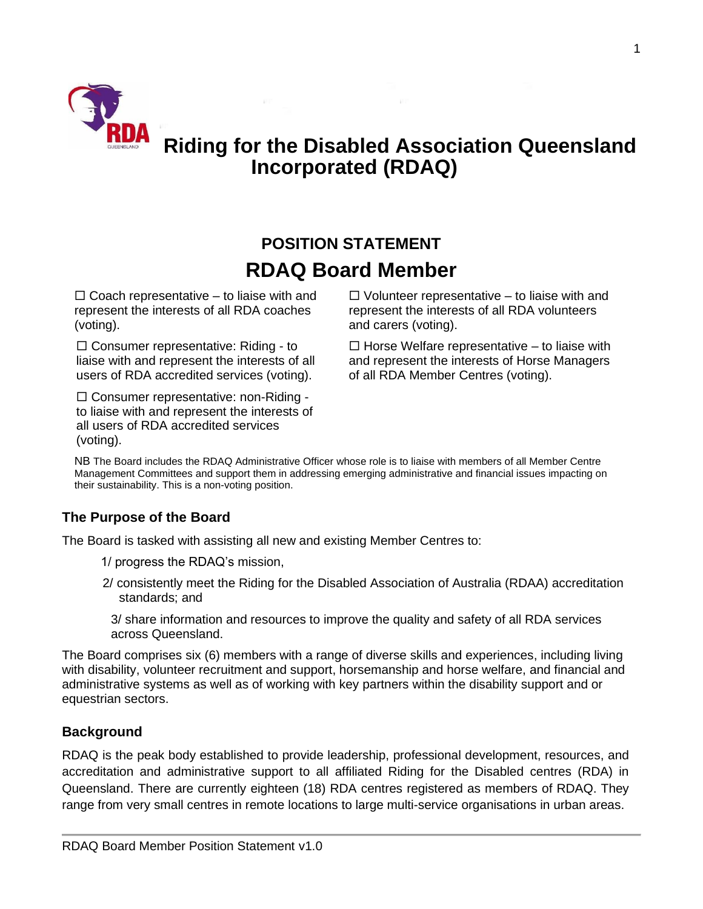# Riding for the Disabled Association Queensland Incorporated (RDAQ)

## POSITION STATEMENT

## RDAQ Board Member

☐ Coach representative – to liaise with and represent the interests of all RDA coaches (voting).

☐ Consumer representative: Riding - to liaise with and represent the interests of all users of RDA accredited services (voting).

☐ Consumer representative: non-Riding - to liaise with and represent the interests of all users of RDA accredited services (voting).

☐ Volunteer representative – to liaise with and represent the interests of all RDA volunteers and carers (voting).

☐ Horse Welfare representative – to liaise with and represent the interests of Horse Managers of all RDA Member Centres (voting).

NB The Board includes the RDAQ Administrative Officer whose role is to liaise with members of all Member Centre Management Committees and support them in addressing emerging administrative and financial issues impacting on their sustainability. This is a non-voting position.

### The Purpose of the Board

The Board is tasked with assisting all new and existing Member Centres to:

1/ progress the RDAQ's mission,

2/ consistently meet the Riding for the Disabled Association of Australia (RDAA) accreditation standards; and

3/ share information and resources to improve the quality and safety of all RDA services across Queensland.

The Board comprises six (6) members with a range of diverse skills and experiences, including living with disability, volunteer recruitment and support, horsemanship and horse welfare, and financial and administrative systems as well as of working with key partners within the disability support and or equestrian sectors.

### Background

RDAQ is the peak body established to provide leadership, professional development, resources, and accreditation and administrative support to all affiliated Riding for the Disabled centres (RDA) in Queensland. There are currently eighteen (18) RDA centres registered as members of RDAQ. They range from very small centres in remote locations to large multi-service organisations in urban areas.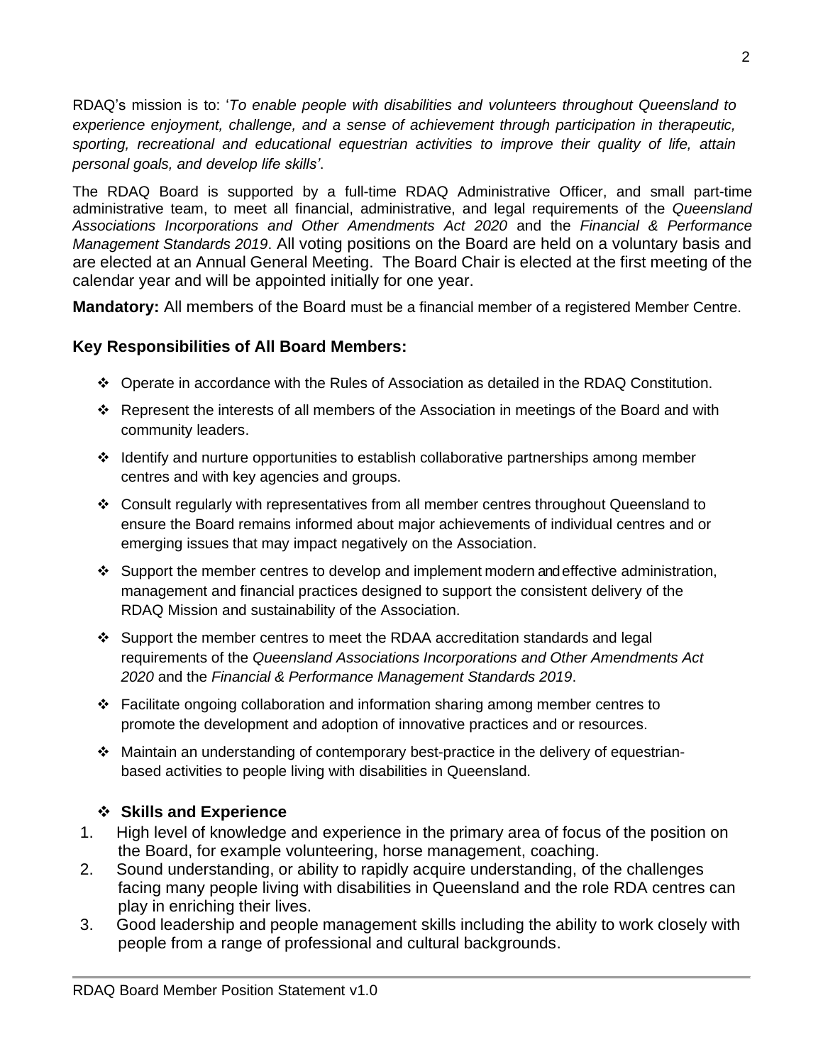RDAQ's mission is to: '*To enable people with disabilities and volunteers throughout Queensland to experience enjoyment, challenge, and a sense of achievement through participation in therapeutic, sporting, recreational and educational equestrian activities to improve their quality of life, attain personal goals, and develop life skills'*.

The RDAQ Board is supported by a full-time RDAQ Administrative Officer, and small part-time administrative team, to meet all financial, administrative, and legal requirements of the *Queensland Associations Incorporations and Other Amendments Act 2020* and the *Financial & Performance Management Standards 2019*. All voting positions on the Board are held on a voluntary basis and are elected at an Annual General Meeting. The Board Chair is elected at the first meeting of the calendar year and will be appointed initially for one year.

**Mandatory:** All members of the Board must be a financial member of a registered Member Centre.

## Key Responsibilities of All Board Members:

- Operate in accordance with the Rules of Association as detailed in the RDAQ Constitution.
- Represent the interests of all members of the Association in meetings of the Board and with community leaders.
- Identify and nurture opportunities to establish collaborative partnerships among member centres and with key agencies and groups.
- Consult regularly with representatives from all member centres throughout Queensland to ensure the Board remains informed about major achievements of individual centres and or emerging issues that may impact negatively on the Association.
- Support the member centres to develop and implement modern and effective administration, management and financial practices designed to support the consistent delivery of the RDAQ Mission and sustainability of the Association.
- Support the member centres to meet the RDAA accreditation standards and legal requirements of the *Queensland Associations Incorporations and Other Amendments Act 2020* and the *Financial & Performance Management Standards 2019*.
- Facilitate ongoing collaboration and information sharing among member centres to promote the development and adoption of innovative practices and or resources.
- Maintain an understanding of contemporary best-practice in the delivery of equestrian-based activities to people living with disabilities in Queensland.

### Skills and Experience

1. High level of knowledge and experience in the primary area of focus of the position on the Board, for example volunteering, horse management, coaching.
2. Sound understanding, or ability to rapidly acquire understanding, of the challenges facing many people living with disabilities in Queensland and the role RDA centres can play in enriching their lives.
3. Good leadership and people management skills including the ability to work closely with people from a range of professional and cultural backgrounds.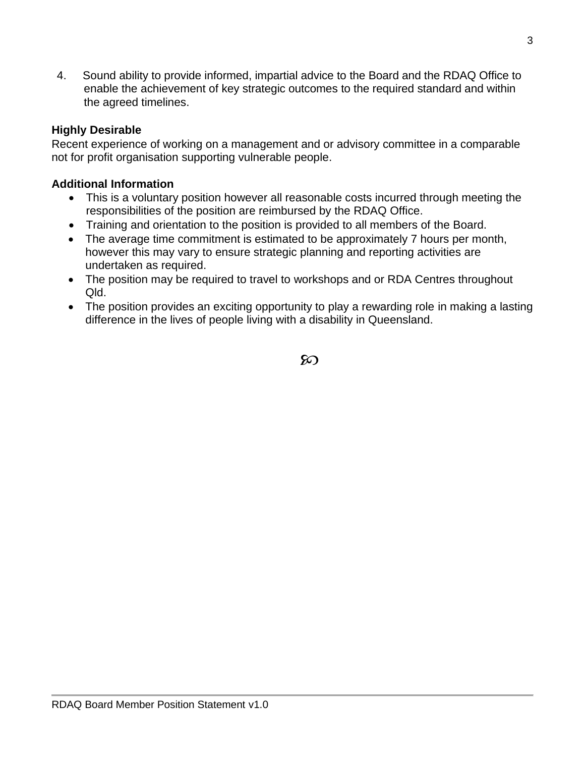4. Sound ability to provide informed, impartial advice to the Board and the RDAQ Office to enable the achievement of key strategic outcomes to the required standard and within the agreed timelines.

**Highly Desirable**

Recent experience of working on a management and or advisory committee in a comparable not for profit organisation supporting vulnerable people.

**Additional Information**

- This is a voluntary position however all reasonable costs incurred through meeting the responsibilities of the position are reimbursed by the RDAQ Office.
- Training and orientation to the position is provided to all members of the Board.
- The average time commitment is estimated to be approximately 7 hours per month, however this may vary to ensure strategic planning and reporting activities are undertaken as required.
- The position may be required to travel to workshops and or RDA Centres throughout Qld.
- The position provides an exciting opportunity to play a rewarding role in making a lasting difference in the lives of people living with a disability in Queensland.

℘